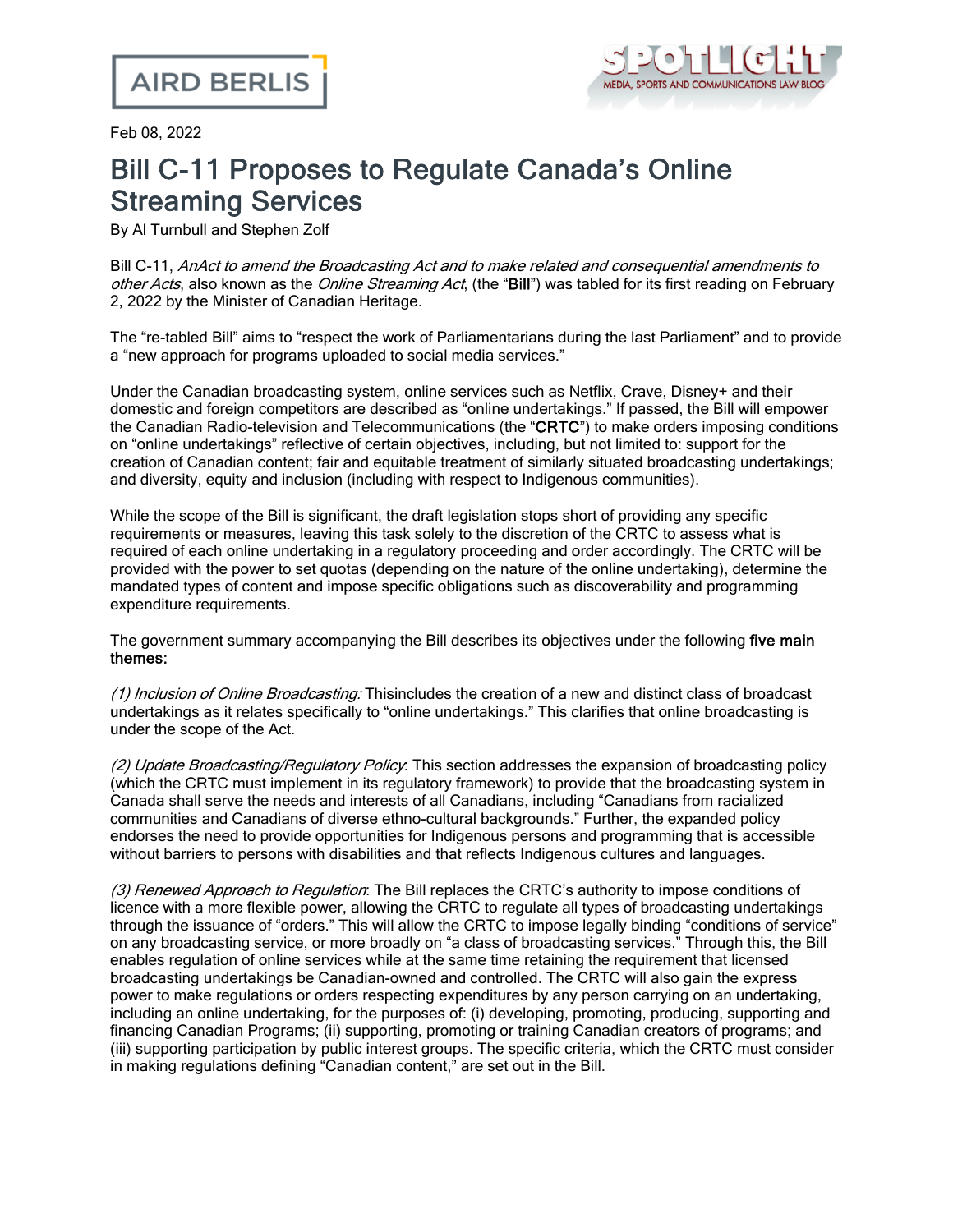AIRD BERLIS

SPOTLIGHT
MEDIA, SPORTS AND COMMUNICATIONS LAW BLOG

Feb 08, 2022

# Bill C-11 Proposes to Regulate Canada's Online Streaming Services

By Al Turnbull and Stephen Zolf

Bill C-11, *AnAct to amend the Broadcasting Act and to make related and consequential amendments to other Acts*, also known as the *Online Streaming Act*, (the "**Bill**") was tabled for its first reading on February 2, 2022 by the Minister of Canadian Heritage.

The "re-tabled Bill" aims to "respect the work of Parliamentarians during the last Parliament" and to provide a "new approach for programs uploaded to social media services."

Under the Canadian broadcasting system, online services such as Netflix, Crave, Disney+ and their domestic and foreign competitors are described as "online undertakings." If passed, the Bill will empower the Canadian Radio-television and Telecommunications (the "**CRTC**") to make orders imposing conditions on "online undertakings" reflective of certain objectives, including, but not limited to: support for the creation of Canadian content; fair and equitable treatment of similarly situated broadcasting undertakings; and diversity, equity and inclusion (including with respect to Indigenous communities).

While the scope of the Bill is significant, the draft legislation stops short of providing any specific requirements or measures, leaving this task solely to the discretion of the CRTC to assess what is required of each online undertaking in a regulatory proceeding and order accordingly. The CRTC will be provided with the power to set quotas (depending on the nature of the online undertaking), determine the mandated types of content and impose specific obligations such as discoverability and programming expenditure requirements.

The government summary accompanying the Bill describes its objectives under the following **five main themes:**

*(1) Inclusion of Online Broadcasting:* Thisincludes the creation of a new and distinct class of broadcast undertakings as it relates specifically to "online undertakings." This clarifies that online broadcasting is under the scope of the Act.

*(2) Update Broadcasting/Regulatory Policy*: This section addresses the expansion of broadcasting policy (which the CRTC must implement in its regulatory framework) to provide that the broadcasting system in Canada shall serve the needs and interests of all Canadians, including "Canadians from racialized communities and Canadians of diverse ethno-cultural backgrounds." Further, the expanded policy endorses the need to provide opportunities for Indigenous persons and programming that is accessible without barriers to persons with disabilities and that reflects Indigenous cultures and languages.

*(3) Renewed Approach to Regulation*: The Bill replaces the CRTC's authority to impose conditions of licence with a more flexible power, allowing the CRTC to regulate all types of broadcasting undertakings through the issuance of "orders." This will allow the CRTC to impose legally binding "conditions of service" on any broadcasting service, or more broadly on "a class of broadcasting services." Through this, the Bill enables regulation of online services while at the same time retaining the requirement that licensed broadcasting undertakings be Canadian-owned and controlled. The CRTC will also gain the express power to make regulations or orders respecting expenditures by any person carrying on an undertaking, including an online undertaking, for the purposes of: (i) developing, promoting, producing, supporting and financing Canadian Programs; (ii) supporting, promoting or training Canadian creators of programs; and (iii) supporting participation by public interest groups. The specific criteria, which the CRTC must consider in making regulations defining "Canadian content," are set out in the Bill.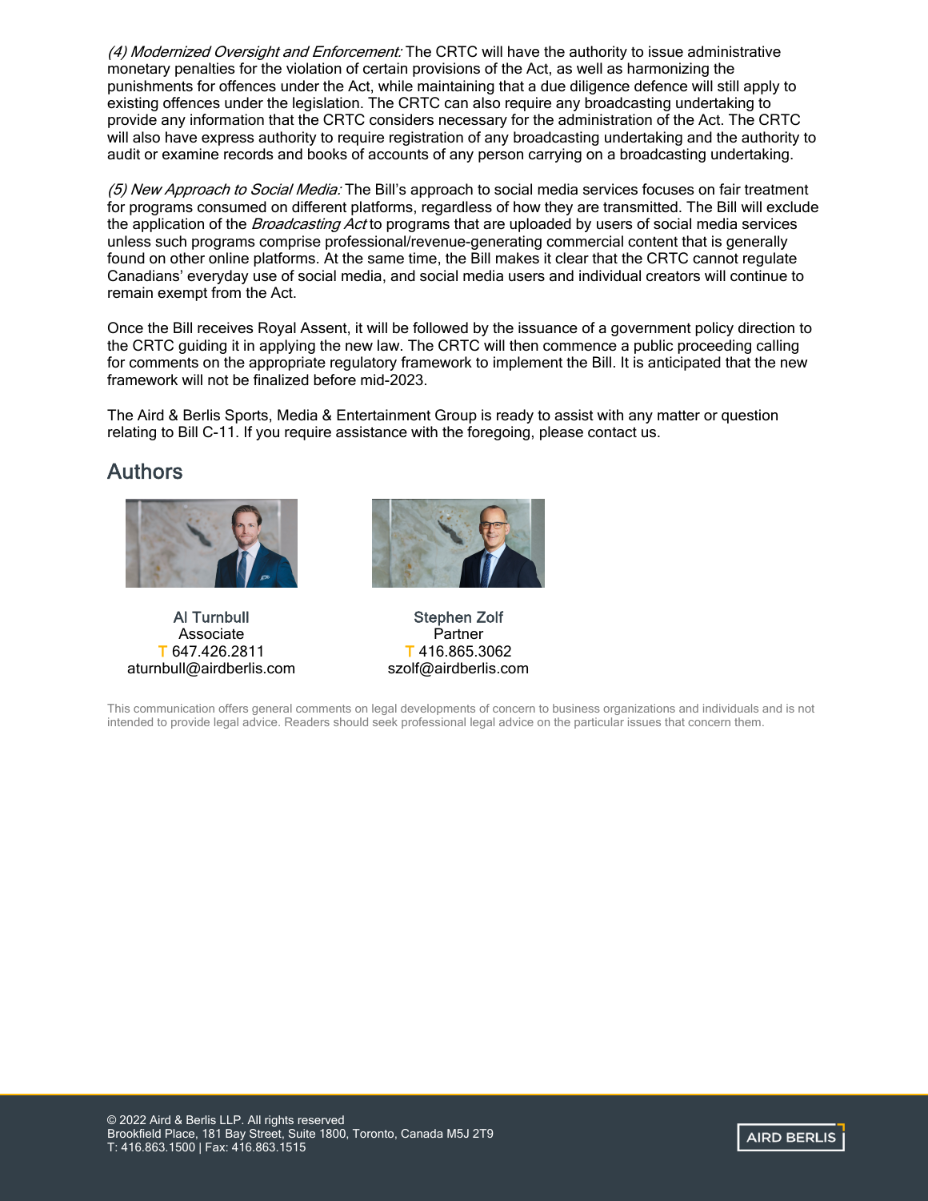*(4) Modernized Oversight and Enforcement:* The CRTC will have the authority to issue administrative monetary penalties for the violation of certain provisions of the Act, as well as harmonizing the punishments for offences under the Act, while maintaining that a due diligence defence will still apply to existing offences under the legislation. The CRTC can also require any broadcasting undertaking to provide any information that the CRTC considers necessary for the administration of the Act. The CRTC will also have express authority to require registration of any broadcasting undertaking and the authority to audit or examine records and books of accounts of any person carrying on a broadcasting undertaking.

*(5) New Approach to Social Media:* The Bill's approach to social media services focuses on fair treatment for programs consumed on different platforms, regardless of how they are transmitted. The Bill will exclude the application of the *Broadcasting Act* to programs that are uploaded by users of social media services unless such programs comprise professional/revenue-generating commercial content that is generally found on other online platforms. At the same time, the Bill makes it clear that the CRTC cannot regulate Canadians' everyday use of social media, and social media users and individual creators will continue to remain exempt from the Act.

Once the Bill receives Royal Assent, it will be followed by the issuance of a government policy direction to the CRTC guiding it in applying the new law. The CRTC will then commence a public proceeding calling for comments on the appropriate regulatory framework to implement the Bill. It is anticipated that the new framework will not be finalized before mid-2023.

The Aird & Berlis Sports, Media & Entertainment Group is ready to assist with any matter or question relating to Bill C-11. If you require assistance with the foregoing, please contact us.

## Authors

Al Turnbull
Associate
T 647.426.2811
aturnbull@airdberlis.com

Stephen Zolf
Partner
T 416.865.3062
szolf@airdberlis.com

This communication offers general comments on legal developments of concern to business organizations and individuals and is not intended to provide legal advice. Readers should seek professional legal advice on the particular issues that concern them.

© 2022 Aird & Berlis LLP. All rights reserved
Brookfield Place, 181 Bay Street, Suite 1800, Toronto, Canada M5J 2T9
T: 416.863.1500 | Fax: 416.863.1515